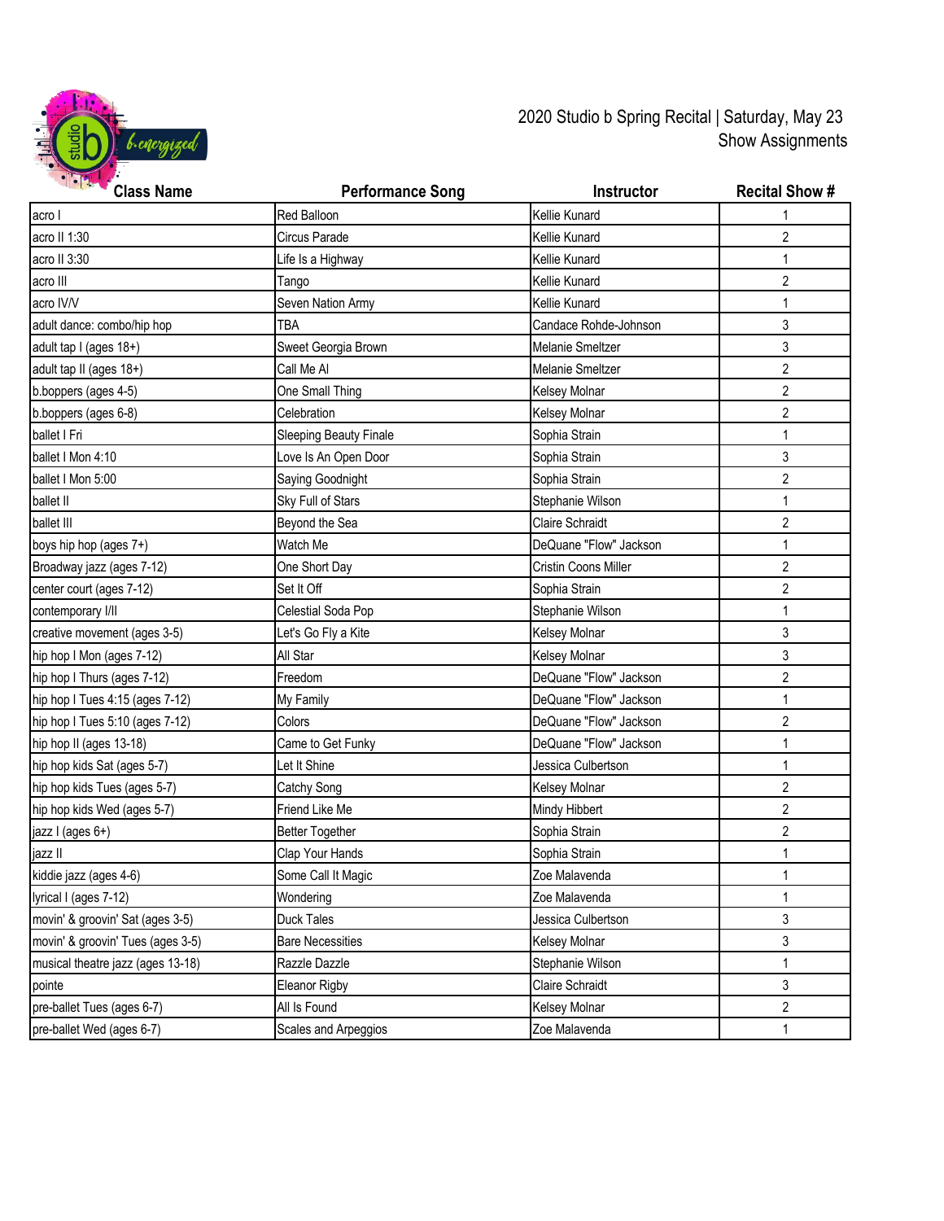2020 Studio b Spring Recital | Saturday, May 23
Show Assignments

| Class Name | Performance Song | Instructor | Recital Show # |
|---|---|---|---|
| acro I | Red Balloon | Kellie Kunard | 1 |
| acro II 1:30 | Circus Parade | Kellie Kunard | 2 |
| acro II 3:30 | Life Is a Highway | Kellie Kunard | 1 |
| acro III | Tango | Kellie Kunard | 2 |
| acro IV/V | Seven Nation Army | Kellie Kunard | 1 |
| adult dance: combo/hip hop | TBA | Candace Rohde-Johnson | 3 |
| adult tap I (ages 18+) | Sweet Georgia Brown | Melanie Smeltzer | 3 |
| adult tap II (ages 18+) | Call Me Al | Melanie Smeltzer | 2 |
| b.boppers (ages 4-5) | One Small Thing | Kelsey Molnar | 2 |
| b.boppers (ages 6-8) | Celebration | Kelsey Molnar | 2 |
| ballet I Fri | Sleeping Beauty Finale | Sophia Strain | 1 |
| ballet I Mon 4:10 | Love Is An Open Door | Sophia Strain | 3 |
| ballet I Mon 5:00 | Saying Goodnight | Sophia Strain | 2 |
| ballet II | Sky Full of Stars | Stephanie Wilson | 1 |
| ballet III | Beyond the Sea | Claire Schraidt | 2 |
| boys hip hop (ages 7+) | Watch Me | DeQuane "Flow" Jackson | 1 |
| Broadway jazz (ages 7-12) | One Short Day | Cristin Coons Miller | 2 |
| center court (ages 7-12) | Set It Off | Sophia Strain | 2 |
| contemporary I/II | Celestial Soda Pop | Stephanie Wilson | 1 |
| creative movement (ages 3-5) | Let's Go Fly a Kite | Kelsey Molnar | 3 |
| hip hop I Mon (ages 7-12) | All Star | Kelsey Molnar | 3 |
| hip hop I Thurs (ages 7-12) | Freedom | DeQuane "Flow" Jackson | 2 |
| hip hop I Tues 4:15 (ages 7-12) | My Family | DeQuane "Flow" Jackson | 1 |
| hip hop I Tues 5:10 (ages 7-12) | Colors | DeQuane "Flow" Jackson | 2 |
| hip hop II (ages 13-18) | Came to Get Funky | DeQuane "Flow" Jackson | 1 |
| hip hop kids Sat (ages 5-7) | Let It Shine | Jessica Culbertson | 1 |
| hip hop kids Tues (ages 5-7) | Catchy Song | Kelsey Molnar | 2 |
| hip hop kids Wed (ages 5-7) | Friend Like Me | Mindy Hibbert | 2 |
| jazz I (ages 6+) | Better Together | Sophia Strain | 2 |
| jazz II | Clap Your Hands | Sophia Strain | 1 |
| kiddie jazz (ages 4-6) | Some Call It Magic | Zoe Malavenda | 1 |
| lyrical I (ages 7-12) | Wondering | Zoe Malavenda | 1 |
| movin' & groovin' Sat (ages 3-5) | Duck Tales | Jessica Culbertson | 3 |
| movin' & groovin' Tues (ages 3-5) | Bare Necessities | Kelsey Molnar | 3 |
| musical theatre jazz (ages 13-18) | Razzle Dazzle | Stephanie Wilson | 1 |
| pointe | Eleanor Rigby | Claire Schraidt | 3 |
| pre-ballet Tues (ages 6-7) | All Is Found | Kelsey Molnar | 2 |
| pre-ballet Wed (ages 6-7) | Scales and Arpeggios | Zoe Malavenda | 1 |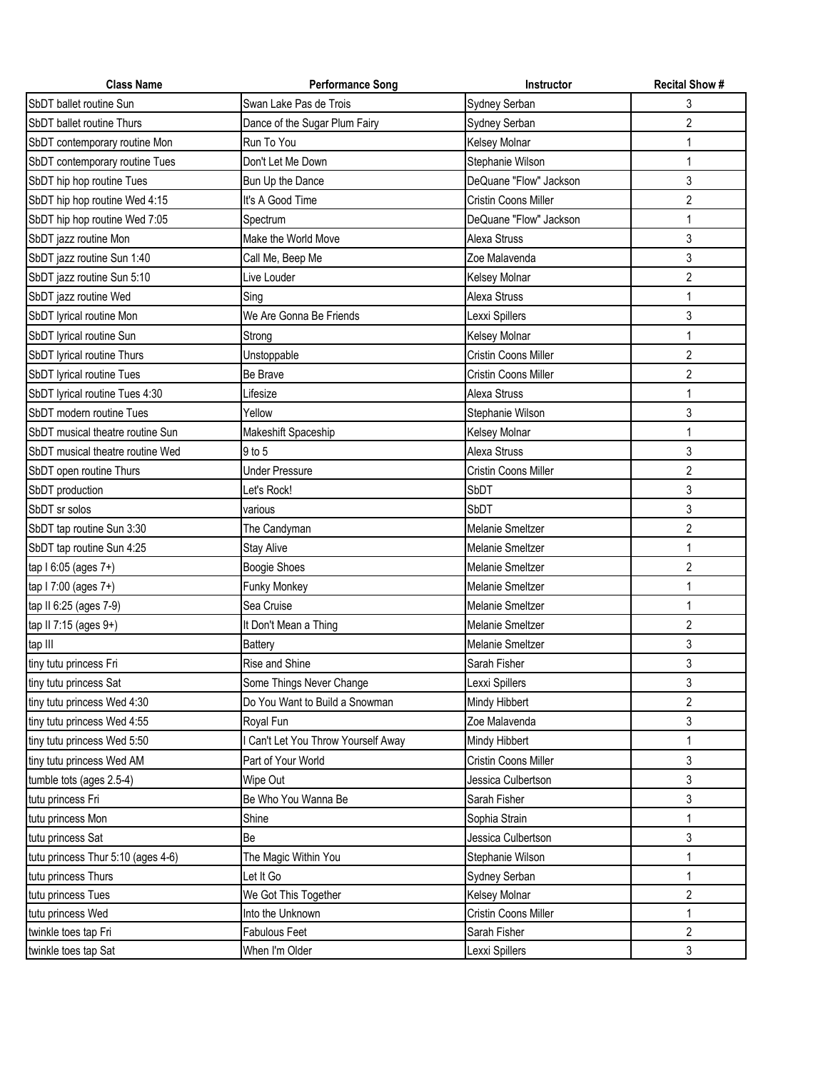| Class Name | Performance Song | Instructor | Recital Show # |
| --- | --- | --- | --- |
| SbDT ballet routine Sun | Swan Lake Pas de Trois | Sydney Serban | 3 |
| SbDT ballet routine Thurs | Dance of the Sugar Plum Fairy | Sydney Serban | 2 |
| SbDT contemporary routine Mon | Run To You | Kelsey Molnar | 1 |
| SbDT contemporary routine Tues | Don't Let Me Down | Stephanie Wilson | 1 |
| SbDT hip hop routine Tues | Bun Up the Dance | DeQuane "Flow" Jackson | 3 |
| SbDT hip hop routine Wed 4:15 | It's A Good Time | Cristin Coons Miller | 2 |
| SbDT hip hop routine Wed 7:05 | Spectrum | DeQuane "Flow" Jackson | 1 |
| SbDT jazz routine Mon | Make the World Move | Alexa Struss | 3 |
| SbDT jazz routine Sun 1:40 | Call Me, Beep Me | Zoe Malavenda | 3 |
| SbDT jazz routine Sun 5:10 | Live Louder | Kelsey Molnar | 2 |
| SbDT jazz routine Wed | Sing | Alexa Struss | 1 |
| SbDT lyrical routine Mon | We Are Gonna Be Friends | Lexxi Spillers | 3 |
| SbDT lyrical routine Sun | Strong | Kelsey Molnar | 1 |
| SbDT lyrical routine Thurs | Unstoppable | Cristin Coons Miller | 2 |
| SbDT lyrical routine Tues | Be Brave | Cristin Coons Miller | 2 |
| SbDT lyrical routine Tues 4:30 | Lifesize | Alexa Struss | 1 |
| SbDT modern routine Tues | Yellow | Stephanie Wilson | 3 |
| SbDT musical theatre routine Sun | Makeshift Spaceship | Kelsey Molnar | 1 |
| SbDT musical theatre routine Wed | 9 to 5 | Alexa Struss | 3 |
| SbDT open routine Thurs | Under Pressure | Cristin Coons Miller | 2 |
| SbDT production | Let's Rock! | SbDT | 3 |
| SbDT sr solos | various | SbDT | 3 |
| SbDT tap routine Sun 3:30 | The Candyman | Melanie Smeltzer | 2 |
| SbDT tap routine Sun 4:25 | Stay Alive | Melanie Smeltzer | 1 |
| tap I 6:05 (ages 7+) | Boogie Shoes | Melanie Smeltzer | 2 |
| tap I 7:00 (ages 7+) | Funky Monkey | Melanie Smeltzer | 1 |
| tap II 6:25 (ages 7-9) | Sea Cruise | Melanie Smeltzer | 1 |
| tap II 7:15 (ages 9+) | It Don't Mean a Thing | Melanie Smeltzer | 2 |
| tap III | Battery | Melanie Smeltzer | 3 |
| tiny tutu princess Fri | Rise and Shine | Sarah Fisher | 3 |
| tiny tutu princess Sat | Some Things Never Change | Lexxi Spillers | 3 |
| tiny tutu princess Wed 4:30 | Do You Want to Build a Snowman | Mindy Hibbert | 2 |
| tiny tutu princess Wed 4:55 | Royal Fun | Zoe Malavenda | 3 |
| tiny tutu princess Wed 5:50 | I Can't Let You Throw Yourself Away | Mindy Hibbert | 1 |
| tiny tutu princess Wed AM | Part of Your World | Cristin Coons Miller | 3 |
| tumble tots (ages 2.5-4) | Wipe Out | Jessica Culbertson | 3 |
| tutu princess Fri | Be Who You Wanna Be | Sarah Fisher | 3 |
| tutu princess Mon | Shine | Sophia Strain | 1 |
| tutu princess Sat | Be | Jessica Culbertson | 3 |
| tutu princess Thur 5:10 (ages 4-6) | The Magic Within You | Stephanie Wilson | 1 |
| tutu princess Thurs | Let It Go | Sydney Serban | 1 |
| tutu princess Tues | We Got This Together | Kelsey Molnar | 2 |
| tutu princess Wed | Into the Unknown | Cristin Coons Miller | 1 |
| twinkle toes tap Fri | Fabulous Feet | Sarah Fisher | 2 |
| twinkle toes tap Sat | When I'm Older | Lexxi Spillers | 3 |